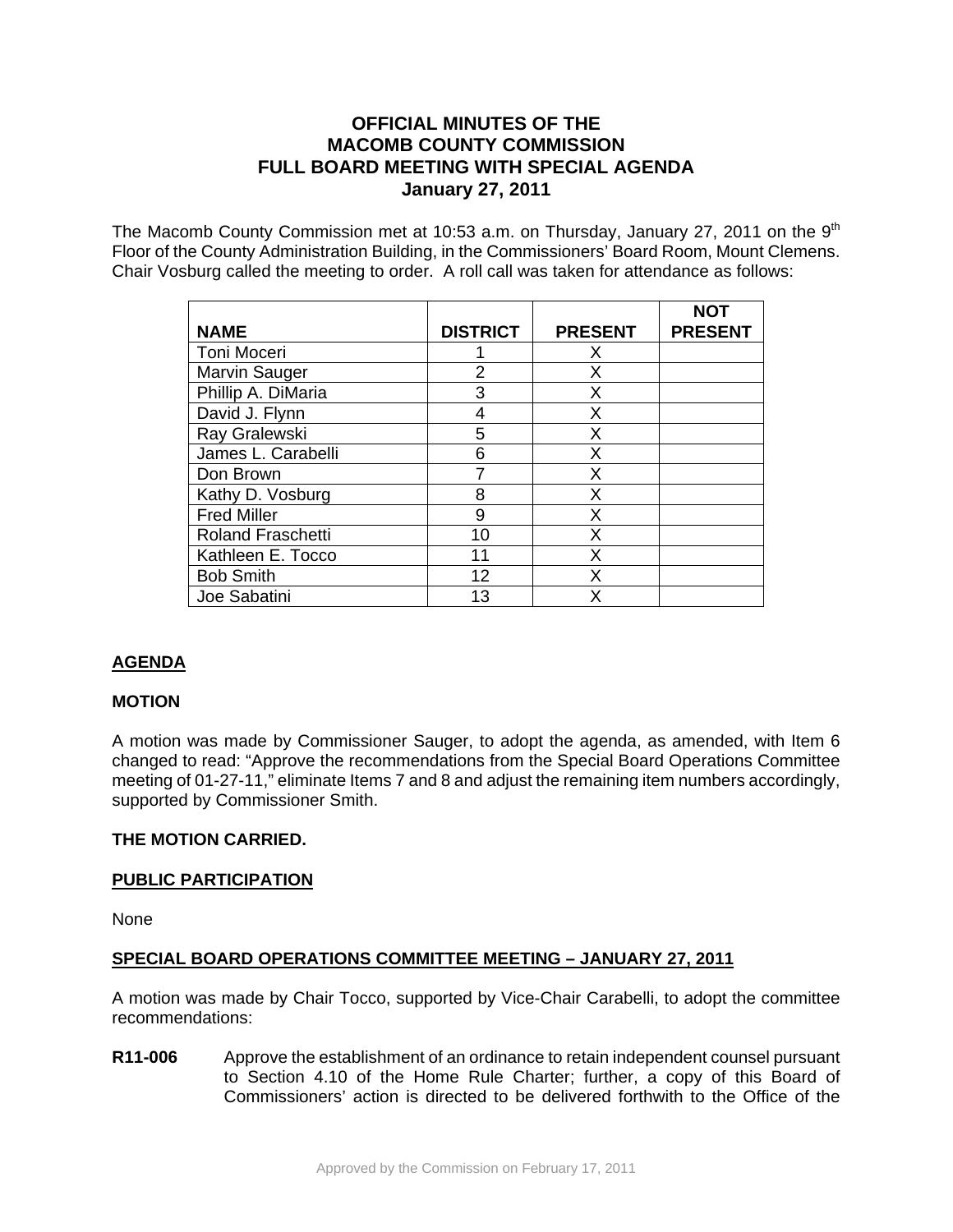# OFFICIAL MINUTES OF THE MACOMB COUNTY COMMISSION FULL BOARD MEETING WITH SPECIAL AGENDA January 27, 2011

The Macomb County Commission met at 10:53 a.m. on Thursday, January 27, 2011 on the 9th Floor of the County Administration Building, in the Commissioners' Board Room, Mount Clemens. Chair Vosburg called the meeting to order. A roll call was taken for attendance as follows:

| NAME | DISTRICT | PRESENT | NOT PRESENT |
|---|---|---|---|
| Toni Moceri | 1 | X | |
| Marvin Sauger | 2 | X | |
| Phillip A. DiMaria | 3 | X | |
| David J. Flynn | 4 | X | |
| Ray Gralewski | 5 | X | |
| James L. Carabelli | 6 | X | |
| Don Brown | 7 | X | |
| Kathy D. Vosburg | 8 | X | |
| Fred Miller | 9 | X | |
| Roland Fraschetti | 10 | X | |
| Kathleen E. Tocco | 11 | X | |
| Bob Smith | 12 | X | |
| Joe Sabatini | 13 | X | |

## AGENDA

**MOTION**

A motion was made by Commissioner Sauger, to adopt the agenda, as amended, with Item 6 changed to read: "Approve the recommendations from the Special Board Operations Committee meeting of 01-27-11," eliminate Items 7 and 8 and adjust the remaining item numbers accordingly, supported by Commissioner Smith.

**THE MOTION CARRIED.**

## PUBLIC PARTICIPATION

None

## SPECIAL BOARD OPERATIONS COMMITTEE MEETING – JANUARY 27, 2011

A motion was made by Chair Tocco, supported by Vice-Chair Carabelli, to adopt the committee recommendations:

**R11-006** Approve the establishment of an ordinance to retain independent counsel pursuant to Section 4.10 of the Home Rule Charter; further, a copy of this Board of Commissioners' action is directed to be delivered forthwith to the Office of the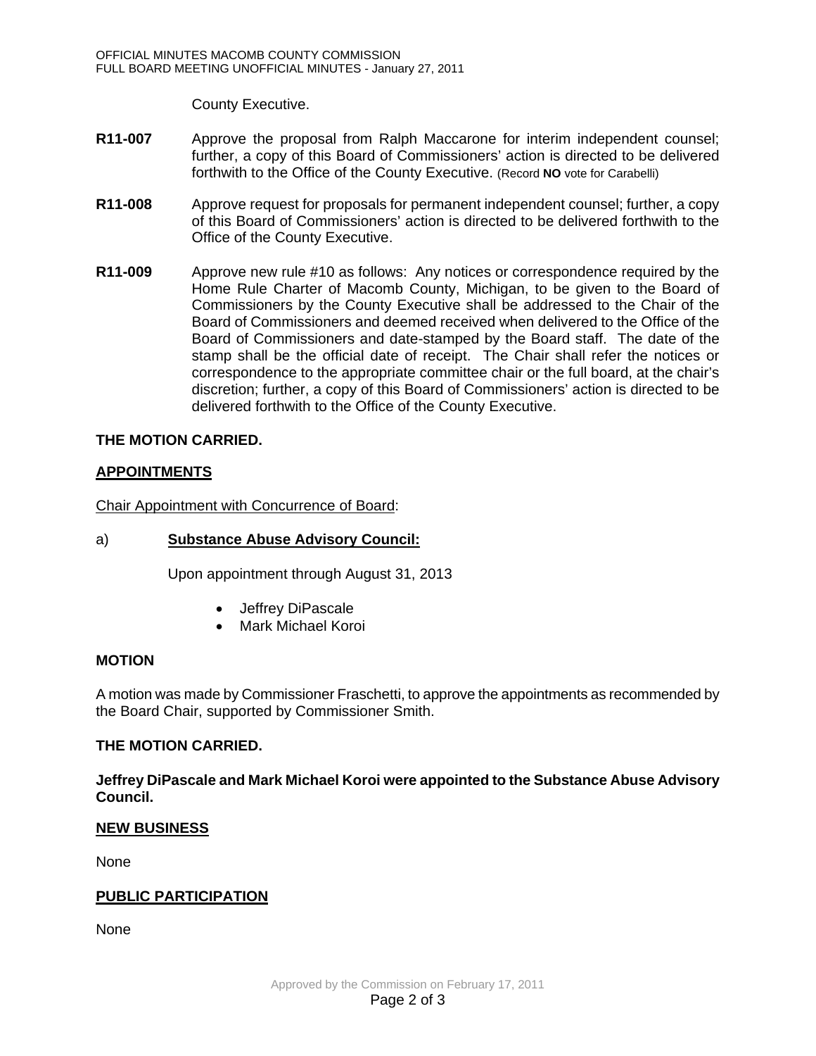County Executive.

**R11-007** Approve the proposal from Ralph Maccarone for interim independent counsel; further, a copy of this Board of Commissioners' action is directed to be delivered forthwith to the Office of the County Executive. (Record **NO** vote for Carabelli)

**R11-008** Approve request for proposals for permanent independent counsel; further, a copy of this Board of Commissioners' action is directed to be delivered forthwith to the Office of the County Executive.

**R11-009** Approve new rule #10 as follows: Any notices or correspondence required by the Home Rule Charter of Macomb County, Michigan, to be given to the Board of Commissioners by the County Executive shall be addressed to the Chair of the Board of Commissioners and deemed received when delivered to the Office of the Board of Commissioners and date-stamped by the Board staff. The date of the stamp shall be the official date of receipt. The Chair shall refer the notices or correspondence to the appropriate committee chair or the full board, at the chair's discretion; further, a copy of this Board of Commissioners' action is directed to be delivered forthwith to the Office of the County Executive.

**THE MOTION CARRIED.**

## APPOINTMENTS

Chair Appointment with Concurrence of Board:

a) **Substance Abuse Advisory Council:**

Upon appointment through August 31, 2013

- Jeffrey DiPascale
- Mark Michael Koroi

**MOTION**

A motion was made by Commissioner Fraschetti, to approve the appointments as recommended by the Board Chair, supported by Commissioner Smith.

**THE MOTION CARRIED.**

**Jeffrey DiPascale and Mark Michael Koroi were appointed to the Substance Abuse Advisory Council.**

## NEW BUSINESS

None

## PUBLIC PARTICIPATION

None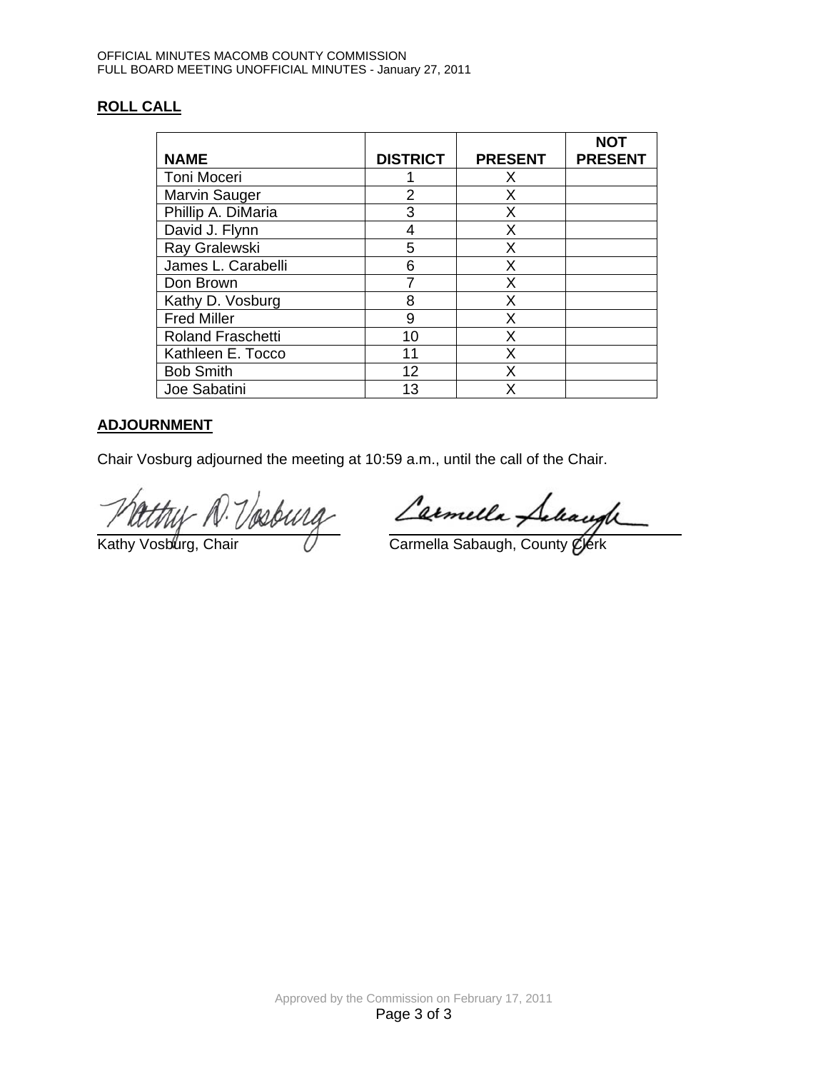## ROLL CALL

| NAME | DISTRICT | PRESENT | NOT PRESENT |
|---|---|---|---|
| Toni Moceri | 1 | X | |
| Marvin Sauger | 2 | X | |
| Phillip A. DiMaria | 3 | X | |
| David J. Flynn | 4 | X | |
| Ray Gralewski | 5 | X | |
| James L. Carabelli | 6 | X | |
| Don Brown | 7 | X | |
| Kathy D. Vosburg | 8 | X | |
| Fred Miller | 9 | X | |
| Roland Fraschetti | 10 | X | |
| Kathleen E. Tocco | 11 | X | |
| Bob Smith | 12 | X | |
| Joe Sabatini | 13 | X | |

## ADJOURNMENT

Chair Vosburg adjourned the meeting at 10:59 a.m., until the call of the Chair.

Kathy Vosburg, Chair

Carmella Sabaugh, County Clerk

Approved by the Commission on February 17, 2011